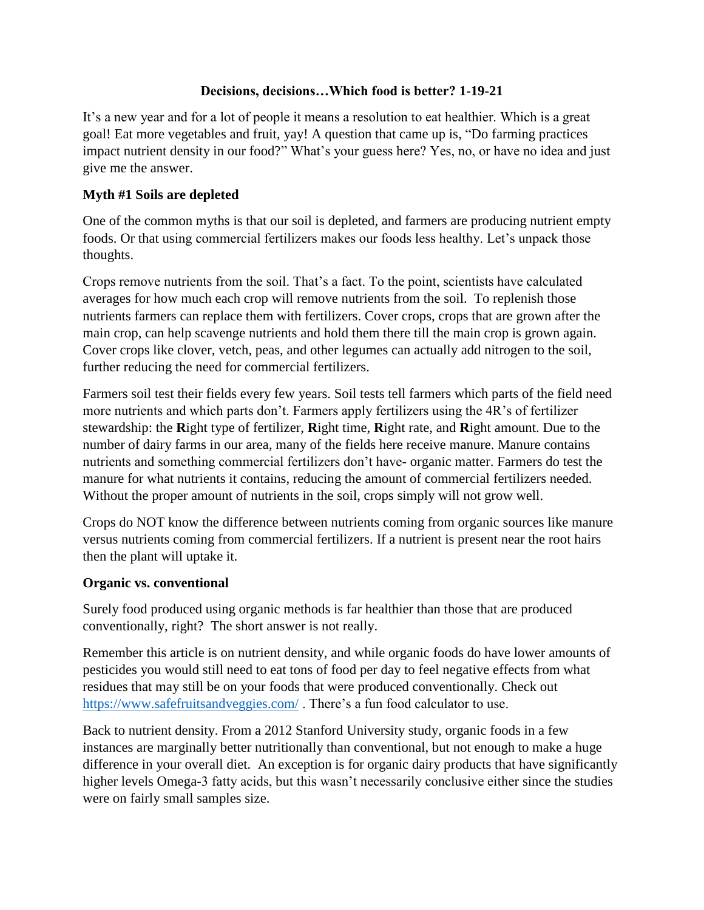**Decisions, decisions…Which food is better? 1-19-21**

It's a new year and for a lot of people it means a resolution to eat healthier. Which is a great goal! Eat more vegetables and fruit, yay! A question that came up is, "Do farming practices impact nutrient density in our food?" What's your guess here? Yes, no, or have no idea and just give me the answer.

**Myth #1 Soils are depleted**

One of the common myths is that our soil is depleted, and farmers are producing nutrient empty foods. Or that using commercial fertilizers makes our foods less healthy. Let's unpack those thoughts.

Crops remove nutrients from the soil. That's a fact. To the point, scientists have calculated averages for how much each crop will remove nutrients from the soil. To replenish those nutrients farmers can replace them with fertilizers. Cover crops, crops that are grown after the main crop, can help scavenge nutrients and hold them there till the main crop is grown again. Cover crops like clover, vetch, peas, and other legumes can actually add nitrogen to the soil, further reducing the need for commercial fertilizers.

Farmers soil test their fields every few years. Soil tests tell farmers which parts of the field need more nutrients and which parts don't. Farmers apply fertilizers using the 4R's of fertilizer stewardship: the **R**ight type of fertilizer, **R**ight time, **R**ight rate, and **R**ight amount. Due to the number of dairy farms in our area, many of the fields here receive manure. Manure contains nutrients and something commercial fertilizers don't have- organic matter. Farmers do test the manure for what nutrients it contains, reducing the amount of commercial fertilizers needed. Without the proper amount of nutrients in the soil, crops simply will not grow well.

Crops do NOT know the difference between nutrients coming from organic sources like manure versus nutrients coming from commercial fertilizers. If a nutrient is present near the root hairs then the plant will uptake it.

**Organic vs. conventional**

Surely food produced using organic methods is far healthier than those that are produced conventionally, right? The short answer is not really.

Remember this article is on nutrient density, and while organic foods do have lower amounts of pesticides you would still need to eat tons of food per day to feel negative effects from what residues that may still be on your foods that were produced conventionally. Check out https://www.safefruitsandveggies.com/ . There's a fun food calculator to use.

Back to nutrient density. From a 2012 Stanford University study, organic foods in a few instances are marginally better nutritionally than conventional, but not enough to make a huge difference in your overall diet. An exception is for organic dairy products that have significantly higher levels Omega-3 fatty acids, but this wasn't necessarily conclusive either since the studies were on fairly small samples size.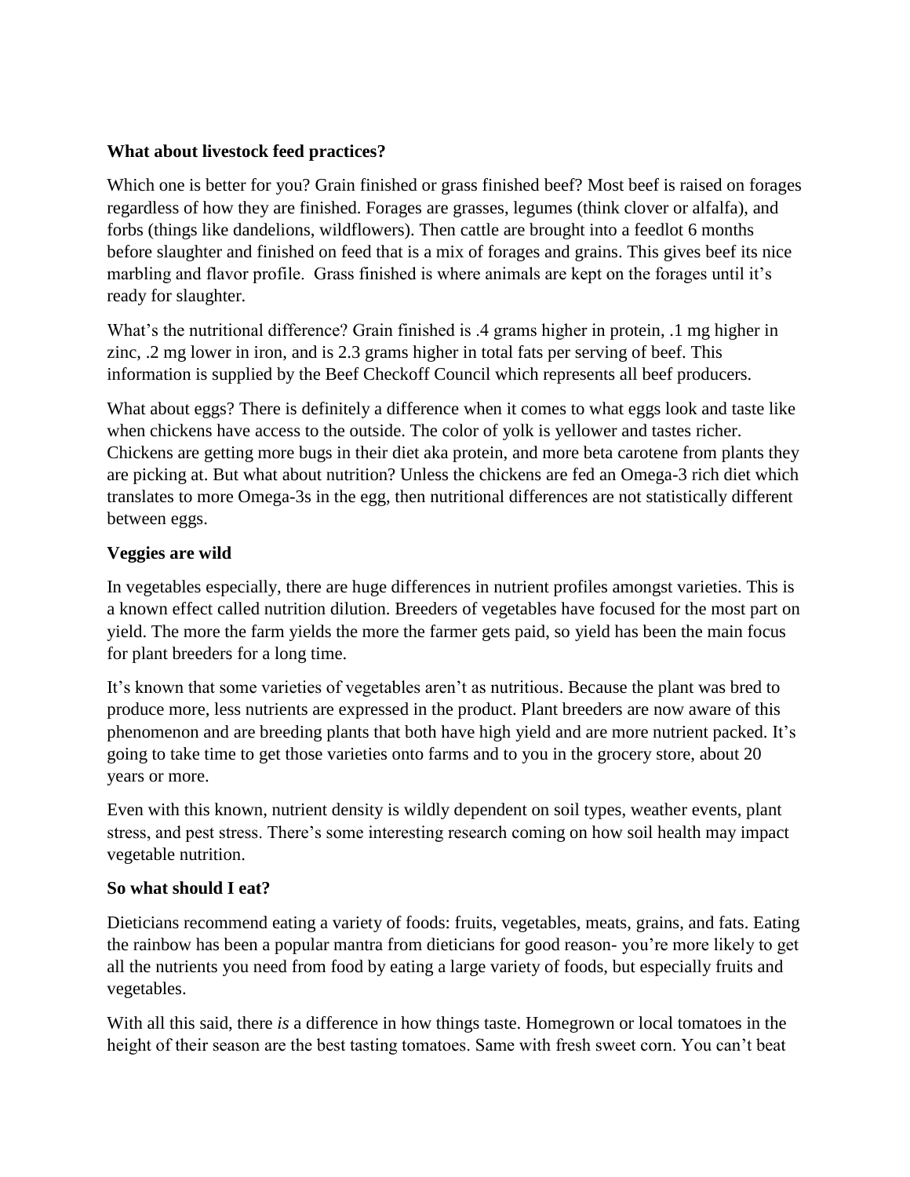**What about livestock feed practices?**

Which one is better for you? Grain finished or grass finished beef? Most beef is raised on forages regardless of how they are finished. Forages are grasses, legumes (think clover or alfalfa), and forbs (things like dandelions, wildflowers). Then cattle are brought into a feedlot 6 months before slaughter and finished on feed that is a mix of forages and grains. This gives beef its nice marbling and flavor profile. Grass finished is where animals are kept on the forages until it's ready for slaughter.

What's the nutritional difference? Grain finished is .4 grams higher in protein, .1 mg higher in zinc, .2 mg lower in iron, and is 2.3 grams higher in total fats per serving of beef. This information is supplied by the Beef Checkoff Council which represents all beef producers.

What about eggs? There is definitely a difference when it comes to what eggs look and taste like when chickens have access to the outside. The color of yolk is yellower and tastes richer. Chickens are getting more bugs in their diet aka protein, and more beta carotene from plants they are picking at. But what about nutrition? Unless the chickens are fed an Omega-3 rich diet which translates to more Omega-3s in the egg, then nutritional differences are not statistically different between eggs.

**Veggies are wild**

In vegetables especially, there are huge differences in nutrient profiles amongst varieties. This is a known effect called nutrition dilution. Breeders of vegetables have focused for the most part on yield. The more the farm yields the more the farmer gets paid, so yield has been the main focus for plant breeders for a long time.

It's known that some varieties of vegetables aren't as nutritious. Because the plant was bred to produce more, less nutrients are expressed in the product. Plant breeders are now aware of this phenomenon and are breeding plants that both have high yield and are more nutrient packed. It's going to take time to get those varieties onto farms and to you in the grocery store, about 20 years or more.

Even with this known, nutrient density is wildly dependent on soil types, weather events, plant stress, and pest stress. There's some interesting research coming on how soil health may impact vegetable nutrition.

**So what should I eat?**

Dieticians recommend eating a variety of foods: fruits, vegetables, meats, grains, and fats. Eating the rainbow has been a popular mantra from dieticians for good reason- you're more likely to get all the nutrients you need from food by eating a large variety of foods, but especially fruits and vegetables.

With all this said, there *is* a difference in how things taste. Homegrown or local tomatoes in the height of their season are the best tasting tomatoes. Same with fresh sweet corn. You can't beat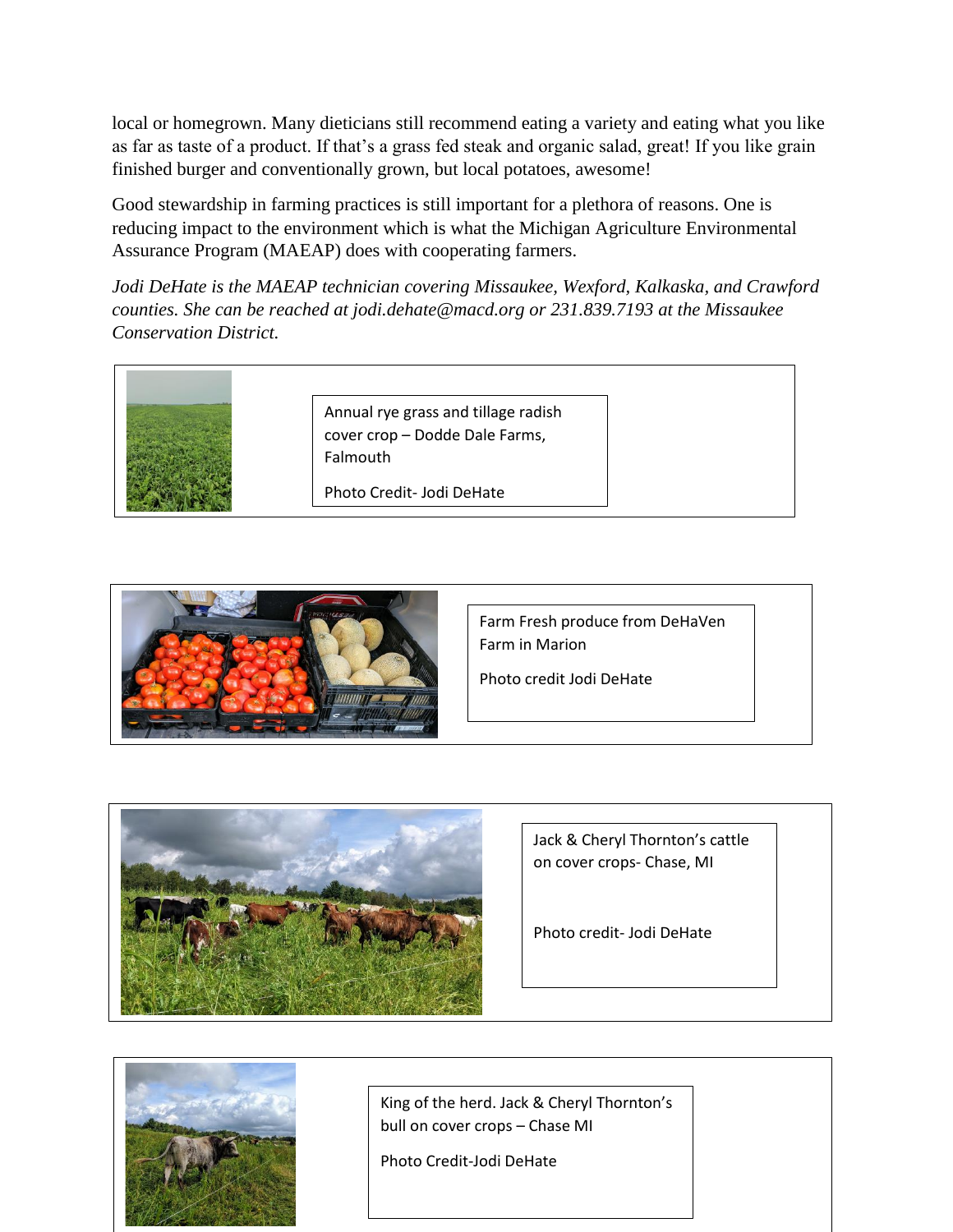local or homegrown. Many dieticians still recommend eating a variety and eating what you like as far as taste of a product. If that's a grass fed steak and organic salad, great! If you like grain finished burger and conventionally grown, but local potatoes, awesome!

Good stewardship in farming practices is still important for a plethora of reasons. One is reducing impact to the environment which is what the Michigan Agriculture Environmental Assurance Program (MAEAP) does with cooperating farmers.

*Jodi DeHate is the MAEAP technician covering Missaukee, Wexford, Kalkaska, and Crawford counties. She can be reached at jodi.dehate@macd.org or 231.839.7193 at the Missaukee Conservation District.*

Annual rye grass and tillage radish cover crop – Dodde Dale Farms, Falmouth

Photo Credit- Jodi DeHate

Farm Fresh produce from DeHaVen Farm in Marion

Photo credit Jodi DeHate

Jack & Cheryl Thornton's cattle on cover crops- Chase, MI

Photo credit- Jodi DeHate

King of the herd. Jack & Cheryl Thornton's bull on cover crops – Chase MI

Photo Credit-Jodi DeHate